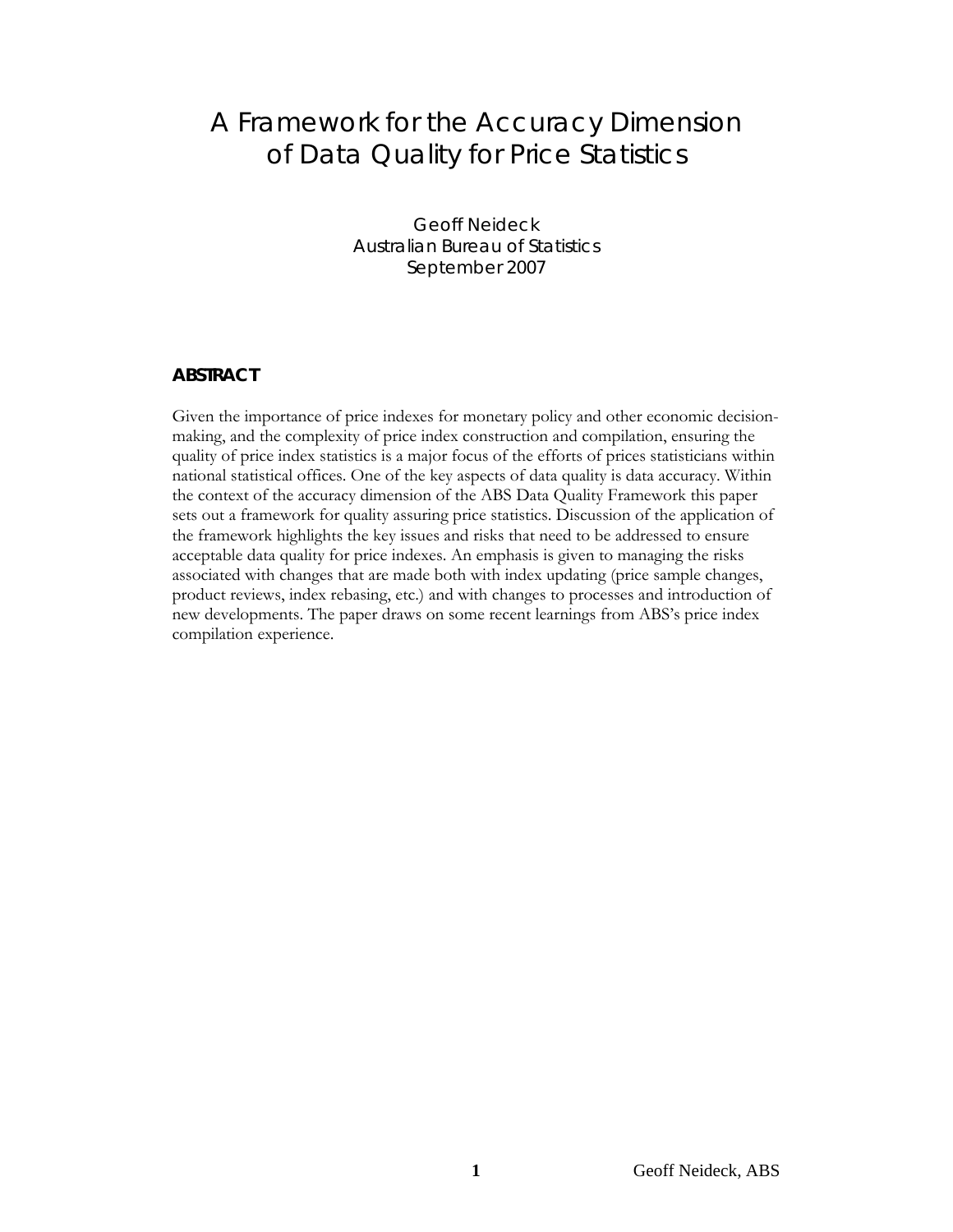# A Framework for the Accuracy Dimension of Data Quality for Price Statistics

Geoff Neideck
Australian Bureau of Statistics
September 2007

## ABSTRACT

Given the importance of price indexes for monetary policy and other economic decision-making, and the complexity of price index construction and compilation, ensuring the quality of price index statistics is a major focus of the efforts of prices statisticians within national statistical offices. One of the key aspects of data quality is data accuracy. Within the context of the accuracy dimension of the ABS Data Quality Framework this paper sets out a framework for quality assuring price statistics. Discussion of the application of the framework highlights the key issues and risks that need to be addressed to ensure acceptable data quality for price indexes. An emphasis is given to managing the risks associated with changes that are made both with index updating (price sample changes, product reviews, index rebasing, etc.) and with changes to processes and introduction of new developments. The paper draws on some recent learnings from ABS's price index compilation experience.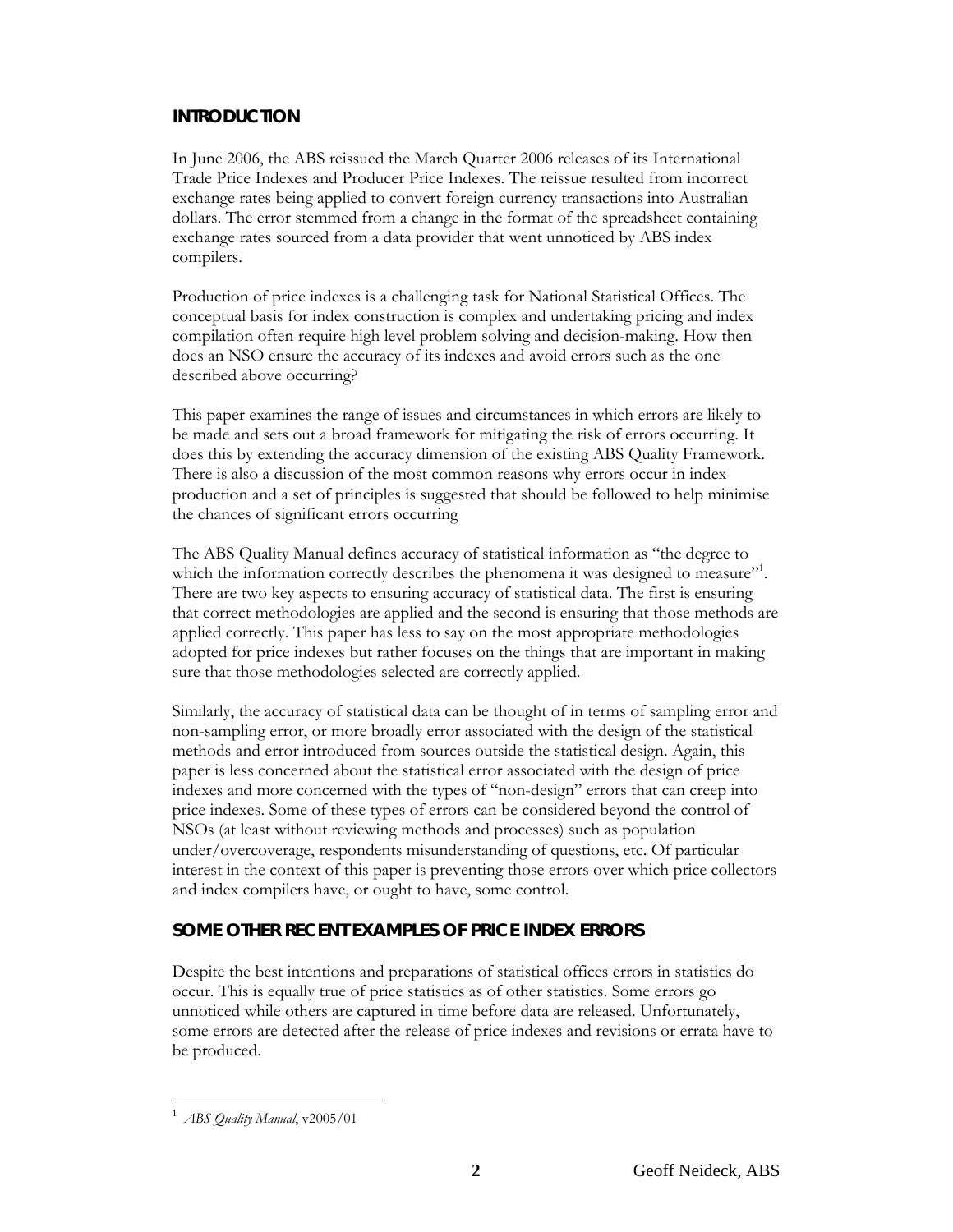## INTRODUCTION

In June 2006, the ABS reissued the March Quarter 2006 releases of its International Trade Price Indexes and Producer Price Indexes. The reissue resulted from incorrect exchange rates being applied to convert foreign currency transactions into Australian dollars. The error stemmed from a change in the format of the spreadsheet containing exchange rates sourced from a data provider that went unnoticed by ABS index compilers.

Production of price indexes is a challenging task for National Statistical Offices. The conceptual basis for index construction is complex and undertaking pricing and index compilation often require high level problem solving and decision-making. How then does an NSO ensure the accuracy of its indexes and avoid errors such as the one described above occurring?

This paper examines the range of issues and circumstances in which errors are likely to be made and sets out a broad framework for mitigating the risk of errors occurring. It does this by extending the accuracy dimension of the existing ABS Quality Framework. There is also a discussion of the most common reasons why errors occur in index production and a set of principles is suggested that should be followed to help minimise the chances of significant errors occurring

The ABS Quality Manual defines accuracy of statistical information as "the degree to which the information correctly describes the phenomena it was designed to measure"[1]. There are two key aspects to ensuring accuracy of statistical data. The first is ensuring that correct methodologies are applied and the second is ensuring that those methods are applied correctly. This paper has less to say on the most appropriate methodologies adopted for price indexes but rather focuses on the things that are important in making sure that those methodologies selected are correctly applied.

Similarly, the accuracy of statistical data can be thought of in terms of sampling error and non-sampling error, or more broadly error associated with the design of the statistical methods and error introduced from sources outside the statistical design. Again, this paper is less concerned about the statistical error associated with the design of price indexes and more concerned with the types of "non-design" errors that can creep into price indexes. Some of these types of errors can be considered beyond the control of NSOs (at least without reviewing methods and processes) such as population under/overcoverage, respondents misunderstanding of questions, etc. Of particular interest in the context of this paper is preventing those errors over which price collectors and index compilers have, or ought to have, some control.

## SOME OTHER RECENT EXAMPLES OF PRICE INDEX ERRORS

Despite the best intentions and preparations of statistical offices errors in statistics do occur. This is equally true of price statistics as of other statistics. Some errors go unnoticed while others are captured in time before data are released. Unfortunately, some errors are detected after the release of price indexes and revisions or errata have to be produced.

[1] *ABS Quality Manual*, v2005/01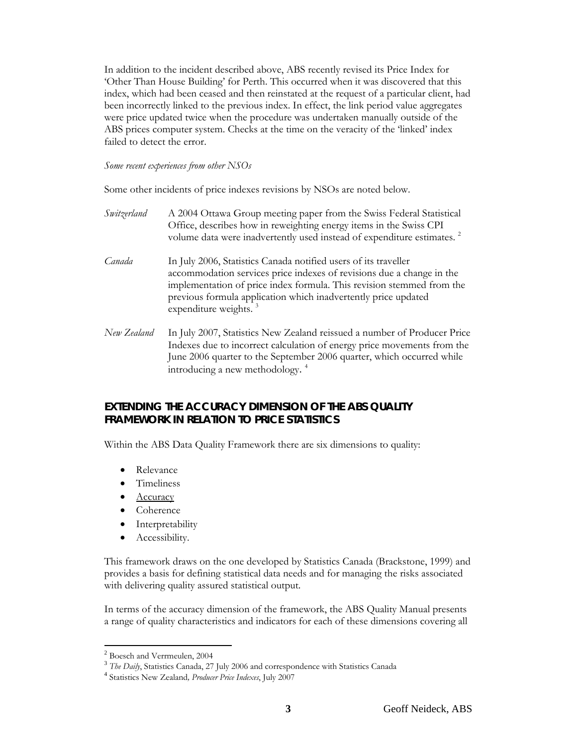In addition to the incident described above, ABS recently revised its Price Index for 'Other Than House Building' for Perth. This occurred when it was discovered that this index, which had been ceased and then reinstated at the request of a particular client, had been incorrectly linked to the previous index. In effect, the link period value aggregates were price updated twice when the procedure was undertaken manually outside of the ABS prices computer system. Checks at the time on the veracity of the 'linked' index failed to detect the error.

*Some recent experiences from other NSOs*

Some other incidents of price indexes revisions by NSOs are noted below.

*Switzerland* A 2004 Ottawa Group meeting paper from the Swiss Federal Statistical Office, describes how in reweighting energy items in the Swiss CPI volume data were inadvertently used instead of expenditure estimates. [2]

*Canada* In July 2006, Statistics Canada notified users of its traveller accommodation services price indexes of revisions due a change in the implementation of price index formula. This revision stemmed from the previous formula application which inadvertently price updated expenditure weights. [3]

*New Zealand* In July 2007, Statistics New Zealand reissued a number of Producer Price Indexes due to incorrect calculation of energy price movements from the June 2006 quarter to the September 2006 quarter, which occurred while introducing a new methodology. [4]

## EXTENDING THE ACCURACY DIMENSION OF THE ABS QUALITY FRAMEWORK IN RELATION TO PRICE STATISTICS

Within the ABS Data Quality Framework there are six dimensions to quality:

- Relevance
- Timeliness
- Accuracy
- Coherence
- Interpretability
- Accessibility.

This framework draws on the one developed by Statistics Canada (Brackstone, 1999) and provides a basis for defining statistical data needs and for managing the risks associated with delivering quality assured statistical output.

In terms of the accuracy dimension of the framework, the ABS Quality Manual presents a range of quality characteristics and indicators for each of these dimensions covering all

---

[2] Boesch and Verrmeulen, 2004

[3] *The Daily*, Statistics Canada, 27 July 2006 and correspondence with Statistics Canada

[4] Statistics New Zealand*, Producer Price Indexes*, July 2007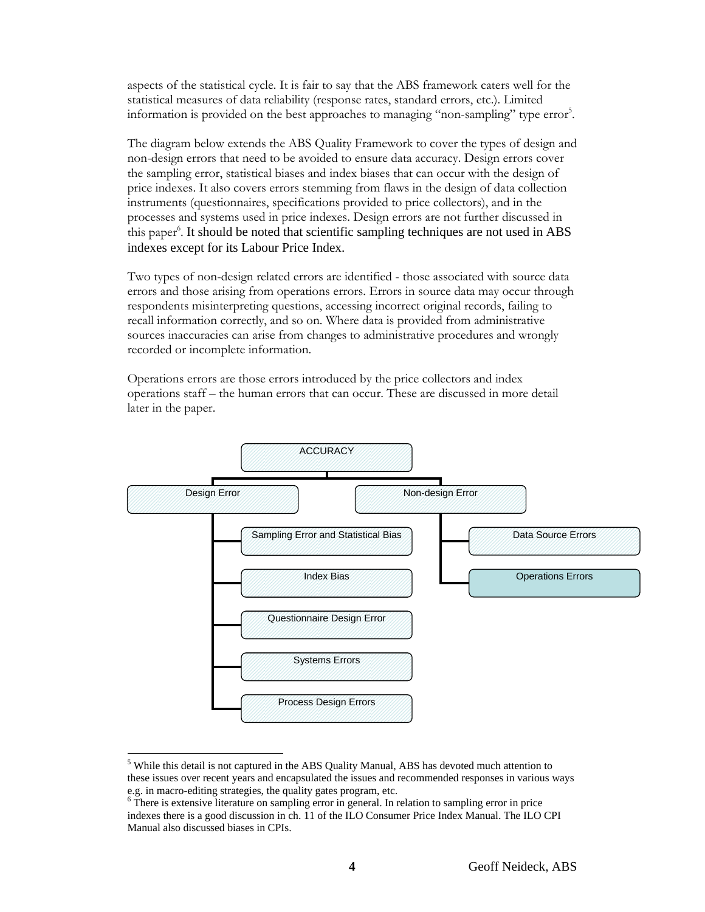aspects of the statistical cycle. It is fair to say that the ABS framework caters well for the statistical measures of data reliability (response rates, standard errors, etc.). Limited information is provided on the best approaches to managing "non-sampling" type error[5].

The diagram below extends the ABS Quality Framework to cover the types of design and non-design errors that need to be avoided to ensure data accuracy. Design errors cover the sampling error, statistical biases and index biases that can occur with the design of price indexes. It also covers errors stemming from flaws in the design of data collection instruments (questionnaires, specifications provided to price collectors), and in the processes and systems used in price indexes. Design errors are not further discussed in this paper[6]. It should be noted that scientific sampling techniques are not used in ABS indexes except for its Labour Price Index.

Two types of non-design related errors are identified - those associated with source data errors and those arising from operations errors. Errors in source data may occur through respondents misinterpreting questions, accessing incorrect original records, failing to recall information correctly, and so on. Where data is provided from administrative sources inaccuracies can arise from changes to administrative procedures and wrongly recorded or incomplete information.

Operations errors are those errors introduced by the price collectors and index operations staff – the human errors that can occur. These are discussed in more detail later in the paper.

- ACCURACY
  - Design Error
    - Sampling Error and Statistical Bias
    - Index Bias
    - Questionnaire Design Error
    - Systems Errors
    - Process Design Errors
  - Non-design Error
    - Data Source Errors
    - Operations Errors

---

[5] While this detail is not captured in the ABS Quality Manual, ABS has devoted much attention to these issues over recent years and encapsulated the issues and recommended responses in various ways e.g. in macro-editing strategies, the quality gates program, etc.

[6] There is extensive literature on sampling error in general. In relation to sampling error in price indexes there is a good discussion in ch. 11 of the ILO Consumer Price Index Manual. The ILO CPI Manual also discussed biases in CPIs.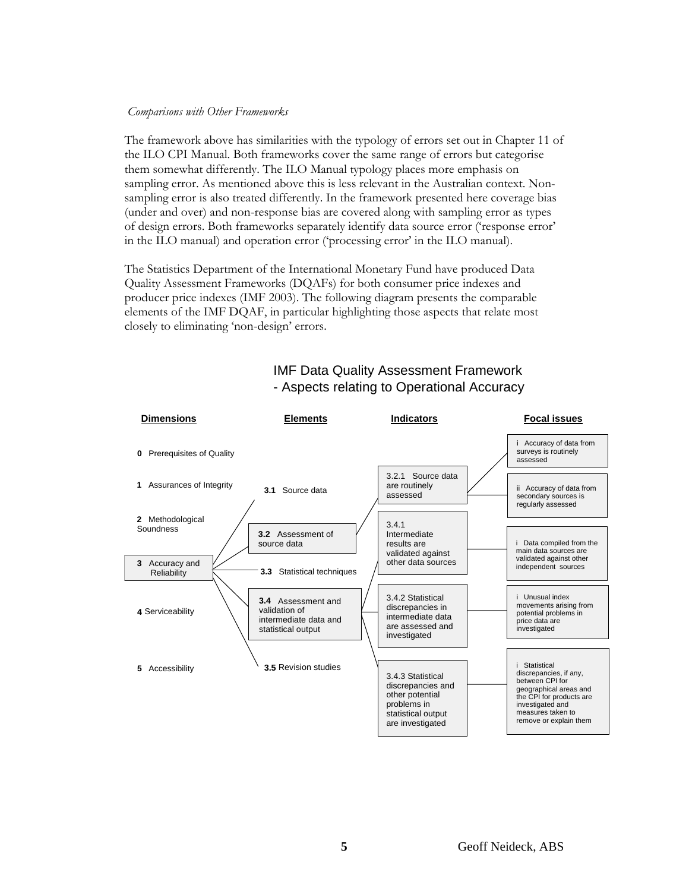*Comparisons with Other Frameworks*

The framework above has similarities with the typology of errors set out in Chapter 11 of the ILO CPI Manual. Both frameworks cover the same range of errors but categorise them somewhat differently. The ILO Manual typology places more emphasis on sampling error. As mentioned above this is less relevant in the Australian context. Non-sampling error is also treated differently. In the framework presented here coverage bias (under and over) and non-response bias are covered along with sampling error as types of design errors. Both frameworks separately identify data source error ('response error' in the ILO manual) and operation error ('processing error' in the ILO manual).

The Statistics Department of the International Monetary Fund have produced Data Quality Assessment Frameworks (DQAFs) for both consumer price indexes and producer price indexes (IMF 2003). The following diagram presents the comparable elements of the IMF DQAF, in particular highlighting those aspects that relate most closely to eliminating 'non-design' errors.

IMF Data Quality Assessment Framework
- Aspects relating to Operational Accuracy

**Dimensions**

- **0** Prerequisites of Quality
- **1** Assurances of Integrity
- **2** Methodological Soundness
- **3** Accuracy and Reliability
- **4** Serviceability
- **5** Accessibility

**Elements** (of 3 Accuracy and Reliability)

- **3.1** Source data
- **3.2** Assessment of source data
- **3.3** Statistical techniques
- **3.4** Assessment and validation of intermediate data and statistical output
- **3.5** Revision studies

**Indicators** and **Focal issues**

- 3.2.1 Source data are routinely assessed
  - i Accuracy of data from surveys is routinely assessed
  - ii Accuracy of data from secondary sources is regularly assessed
- 3.4.1 Intermediate results are validated against other data sources
  - i Data compiled from the main data sources are validated against other independent sources
- 3.4.2 Statistical discrepancies in intermediate data are assessed and investigated
  - i Unusual index movements arising from potential problems in price data are investigated
- 3.4.3 Statistical discrepancies and other potential problems in statistical output are investigated
  - i Statistical discrepancies, if any, between CPI for geographical areas and the CPI for products are investigated and measures taken to remove or explain them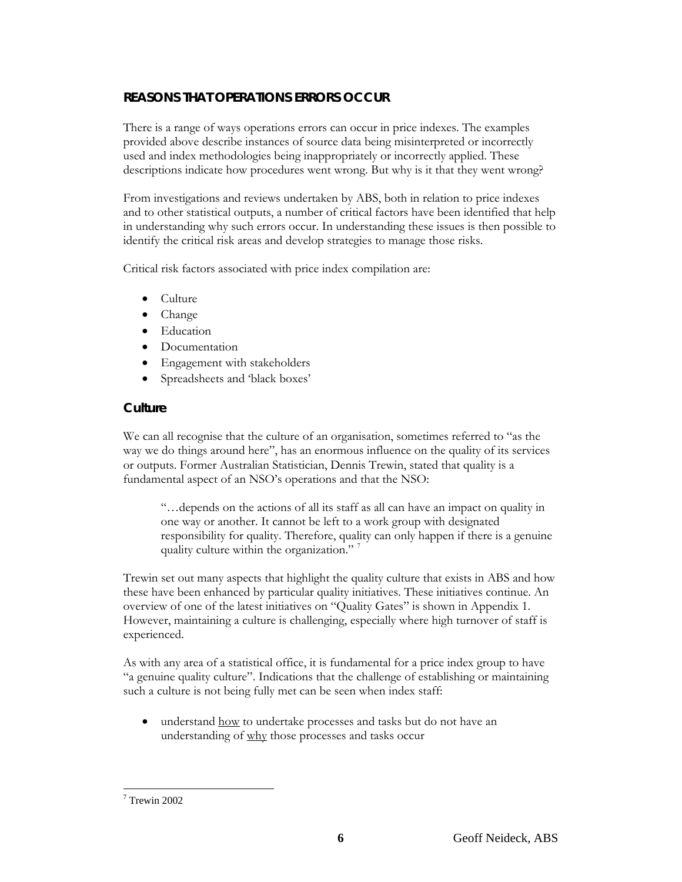## REASONS THAT OPERATIONS ERRORS OCCUR

There is a range of ways operations errors can occur in price indexes. The examples provided above describe instances of source data being misinterpreted or incorrectly used and index methodologies being inappropriately or incorrectly applied. These descriptions indicate how procedures went wrong. But why is it that they went wrong?

From investigations and reviews undertaken by ABS, both in relation to price indexes and to other statistical outputs, a number of critical factors have been identified that help in understanding why such errors occur. In understanding these issues is then possible to identify the critical risk areas and develop strategies to manage those risks.

Critical risk factors associated with price index compilation are:

- Culture
- Change
- Education
- Documentation
- Engagement with stakeholders
- Spreadsheets and 'black boxes'

### Culture

We can all recognise that the culture of an organisation, sometimes referred to "as the way we do things around here", has an enormous influence on the quality of its services or outputs. Former Australian Statistician, Dennis Trewin, stated that quality is a fundamental aspect of an NSO's operations and that the NSO:

> "…depends on the actions of all its staff as all can have an impact on quality in one way or another. It cannot be left to a work group with designated responsibility for quality. Therefore, quality can only happen if there is a genuine quality culture within the organization." [7]

Trewin set out many aspects that highlight the quality culture that exists in ABS and how these have been enhanced by particular quality initiatives. These initiatives continue. An overview of one of the latest initiatives on "Quality Gates" is shown in Appendix 1. However, maintaining a culture is challenging, especially where high turnover of staff is experienced.

As with any area of a statistical office, it is fundamental for a price index group to have "a genuine quality culture". Indications that the challenge of establishing or maintaining such a culture is not being fully met can be seen when index staff:

- understand how to undertake processes and tasks but do not have an understanding of why those processes and tasks occur

---

[7] Trewin 2002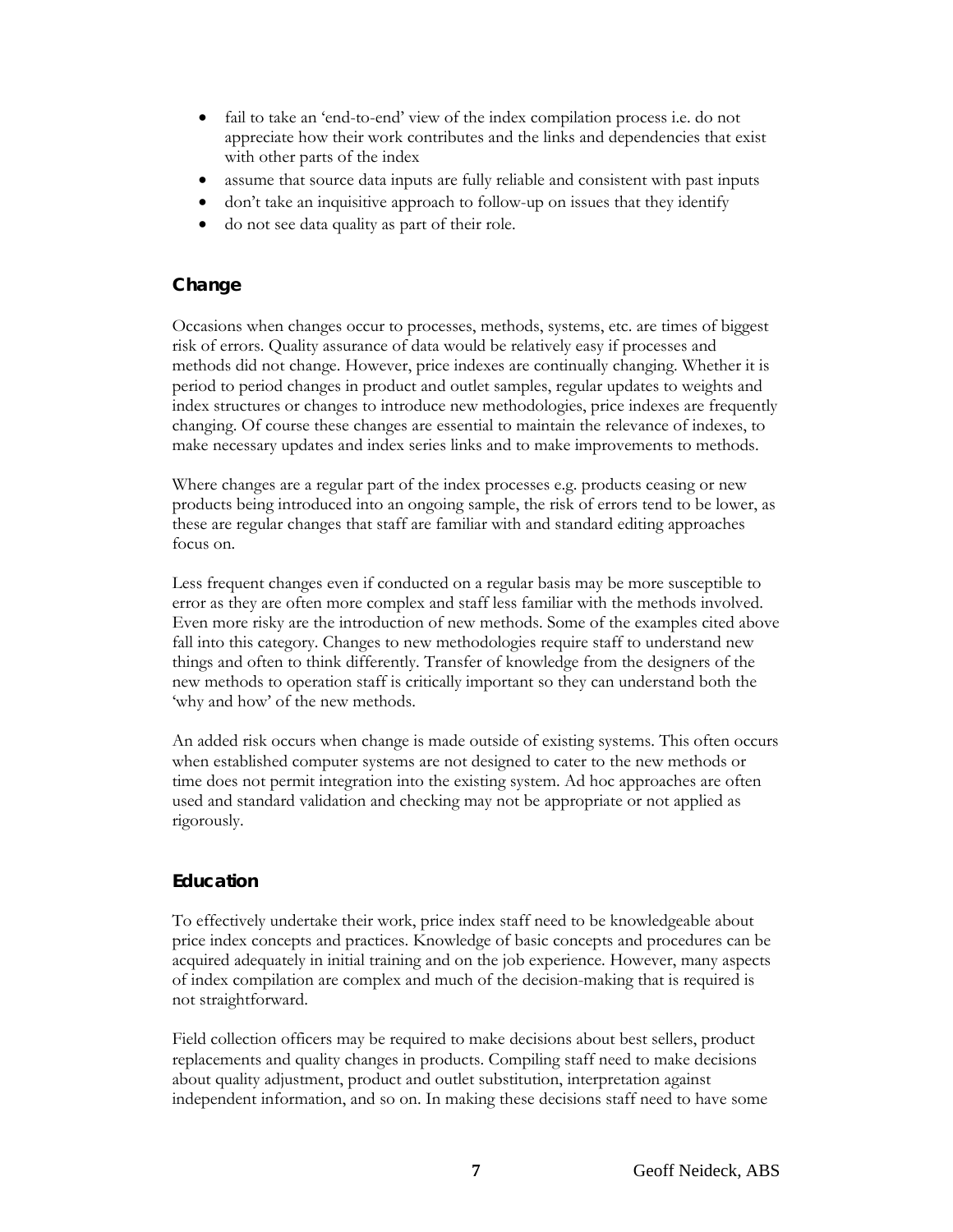- fail to take an 'end-to-end' view of the index compilation process i.e. do not appreciate how their work contributes and the links and dependencies that exist with other parts of the index
- assume that source data inputs are fully reliable and consistent with past inputs
- don't take an inquisitive approach to follow-up on issues that they identify
- do not see data quality as part of their role.

### Change

Occasions when changes occur to processes, methods, systems, etc. are times of biggest risk of errors. Quality assurance of data would be relatively easy if processes and methods did not change. However, price indexes are continually changing. Whether it is period to period changes in product and outlet samples, regular updates to weights and index structures or changes to introduce new methodologies, price indexes are frequently changing. Of course these changes are essential to maintain the relevance of indexes, to make necessary updates and index series links and to make improvements to methods.

Where changes are a regular part of the index processes e.g. products ceasing or new products being introduced into an ongoing sample, the risk of errors tend to be lower, as these are regular changes that staff are familiar with and standard editing approaches focus on.

Less frequent changes even if conducted on a regular basis may be more susceptible to error as they are often more complex and staff less familiar with the methods involved. Even more risky are the introduction of new methods. Some of the examples cited above fall into this category. Changes to new methodologies require staff to understand new things and often to think differently. Transfer of knowledge from the designers of the new methods to operation staff is critically important so they can understand both the 'why and how' of the new methods.

An added risk occurs when change is made outside of existing systems. This often occurs when established computer systems are not designed to cater to the new methods or time does not permit integration into the existing system. Ad hoc approaches are often used and standard validation and checking may not be appropriate or not applied as rigorously.

### Education

To effectively undertake their work, price index staff need to be knowledgeable about price index concepts and practices. Knowledge of basic concepts and procedures can be acquired adequately in initial training and on the job experience. However, many aspects of index compilation are complex and much of the decision-making that is required is not straightforward.

Field collection officers may be required to make decisions about best sellers, product replacements and quality changes in products. Compiling staff need to make decisions about quality adjustment, product and outlet substitution, interpretation against independent information, and so on. In making these decisions staff need to have some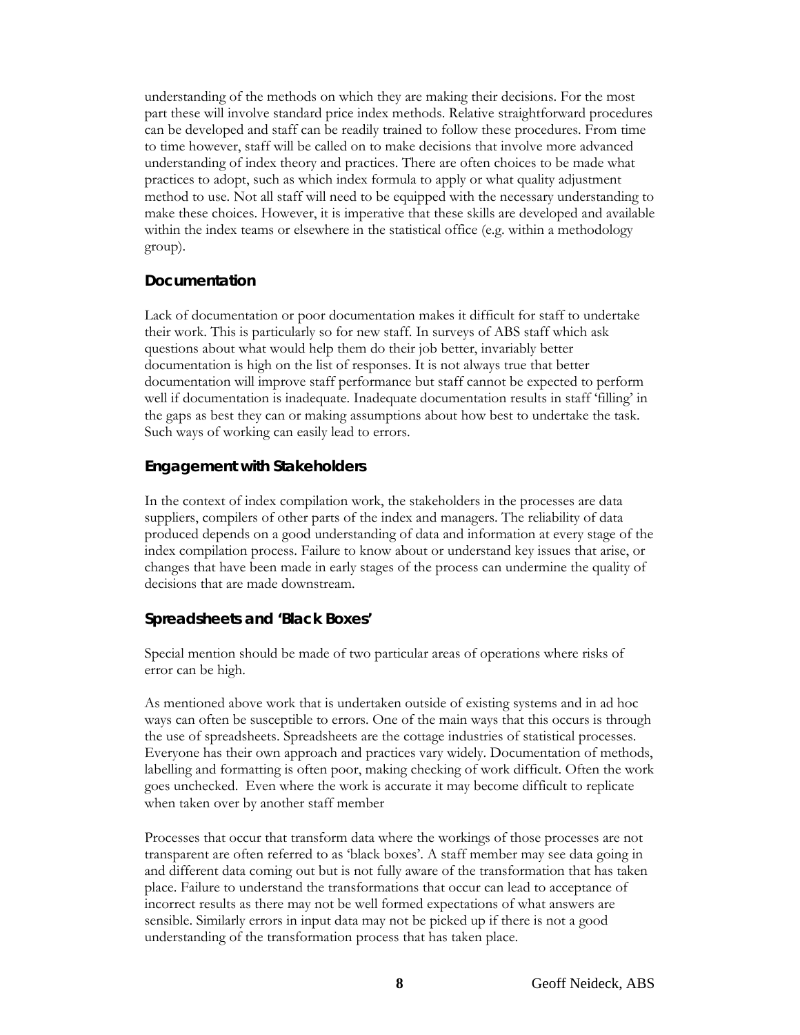understanding of the methods on which they are making their decisions. For the most part these will involve standard price index methods. Relative straightforward procedures can be developed and staff can be readily trained to follow these procedures. From time to time however, staff will be called on to make decisions that involve more advanced understanding of index theory and practices. There are often choices to be made what practices to adopt, such as which index formula to apply or what quality adjustment method to use. Not all staff will need to be equipped with the necessary understanding to make these choices. However, it is imperative that these skills are developed and available within the index teams or elsewhere in the statistical office (e.g. within a methodology group).

### Documentation

Lack of documentation or poor documentation makes it difficult for staff to undertake their work. This is particularly so for new staff. In surveys of ABS staff which ask questions about what would help them do their job better, invariably better documentation is high on the list of responses. It is not always true that better documentation will improve staff performance but staff cannot be expected to perform well if documentation is inadequate. Inadequate documentation results in staff 'filling' in the gaps as best they can or making assumptions about how best to undertake the task. Such ways of working can easily lead to errors.

### Engagement with Stakeholders

In the context of index compilation work, the stakeholders in the processes are data suppliers, compilers of other parts of the index and managers. The reliability of data produced depends on a good understanding of data and information at every stage of the index compilation process. Failure to know about or understand key issues that arise, or changes that have been made in early stages of the process can undermine the quality of decisions that are made downstream.

### Spreadsheets and 'Black Boxes'

Special mention should be made of two particular areas of operations where risks of error can be high.

As mentioned above work that is undertaken outside of existing systems and in ad hoc ways can often be susceptible to errors. One of the main ways that this occurs is through the use of spreadsheets. Spreadsheets are the cottage industries of statistical processes. Everyone has their own approach and practices vary widely. Documentation of methods, labelling and formatting is often poor, making checking of work difficult. Often the work goes unchecked. Even where the work is accurate it may become difficult to replicate when taken over by another staff member

Processes that occur that transform data where the workings of those processes are not transparent are often referred to as 'black boxes'. A staff member may see data going in and different data coming out but is not fully aware of the transformation that has taken place. Failure to understand the transformations that occur can lead to acceptance of incorrect results as there may not be well formed expectations of what answers are sensible. Similarly errors in input data may not be picked up if there is not a good understanding of the transformation process that has taken place.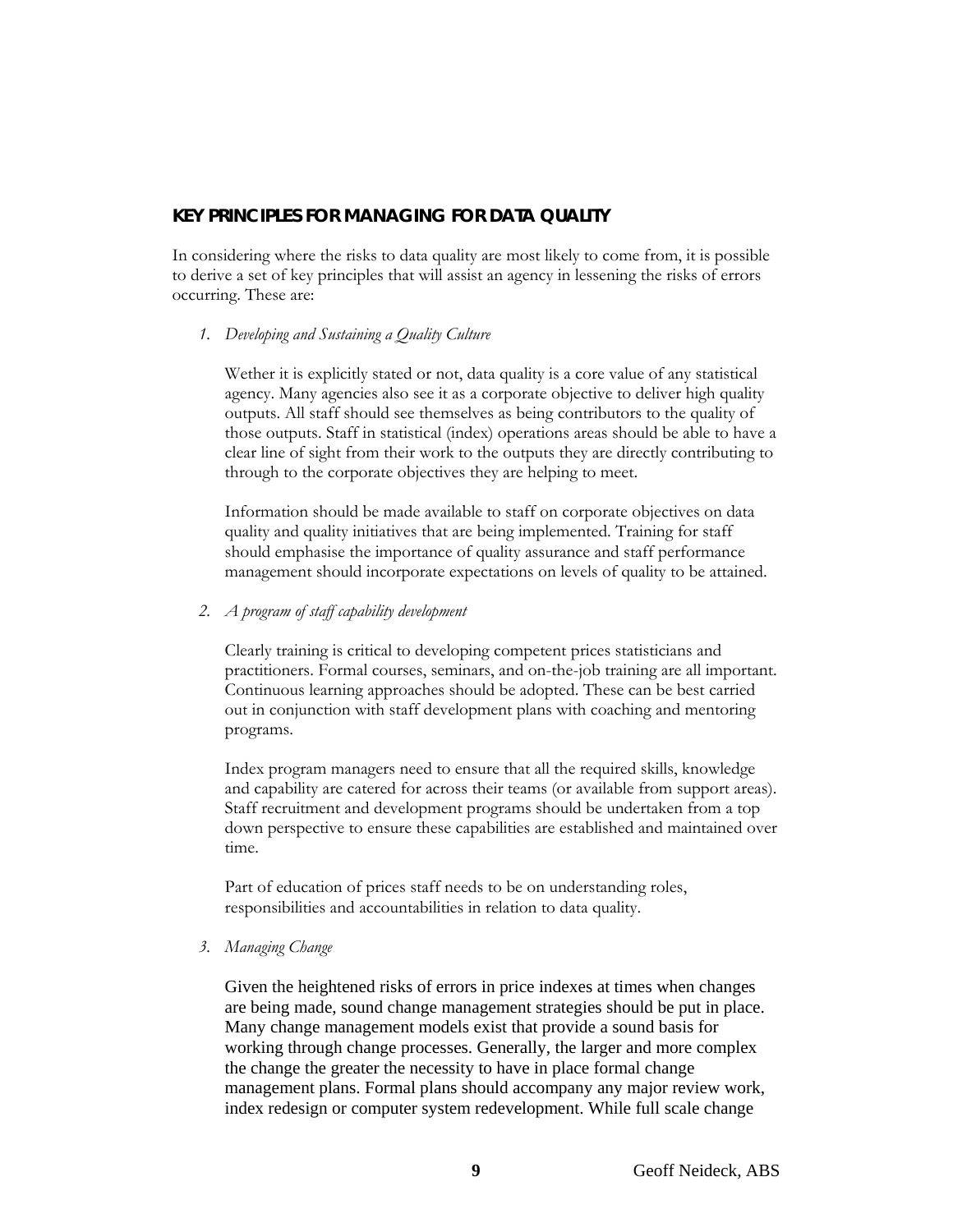## KEY PRINCIPLES FOR MANAGING FOR DATA QUALITY

In considering where the risks to data quality are most likely to come from, it is possible to derive a set of key principles that will assist an agency in lessening the risks of errors occurring. These are:

1. *Developing and Sustaining a Quality Culture*

   Wether it is explicitly stated or not, data quality is a core value of any statistical agency. Many agencies also see it as a corporate objective to deliver high quality outputs. All staff should see themselves as being contributors to the quality of those outputs. Staff in statistical (index) operations areas should be able to have a clear line of sight from their work to the outputs they are directly contributing to through to the corporate objectives they are helping to meet.

   Information should be made available to staff on corporate objectives on data quality and quality initiatives that are being implemented. Training for staff should emphasise the importance of quality assurance and staff performance management should incorporate expectations on levels of quality to be attained.

2. *A program of staff capability development*

   Clearly training is critical to developing competent prices statisticians and practitioners. Formal courses, seminars, and on-the-job training are all important. Continuous learning approaches should be adopted. These can be best carried out in conjunction with staff development plans with coaching and mentoring programs.

   Index program managers need to ensure that all the required skills, knowledge and capability are catered for across their teams (or available from support areas). Staff recruitment and development programs should be undertaken from a top down perspective to ensure these capabilities are established and maintained over time.

   Part of education of prices staff needs to be on understanding roles, responsibilities and accountabilities in relation to data quality.

3. *Managing Change*

   Given the heightened risks of errors in price indexes at times when changes are being made, sound change management strategies should be put in place. Many change management models exist that provide a sound basis for working through change processes. Generally, the larger and more complex the change the greater the necessity to have in place formal change management plans. Formal plans should accompany any major review work, index redesign or computer system redevelopment. While full scale change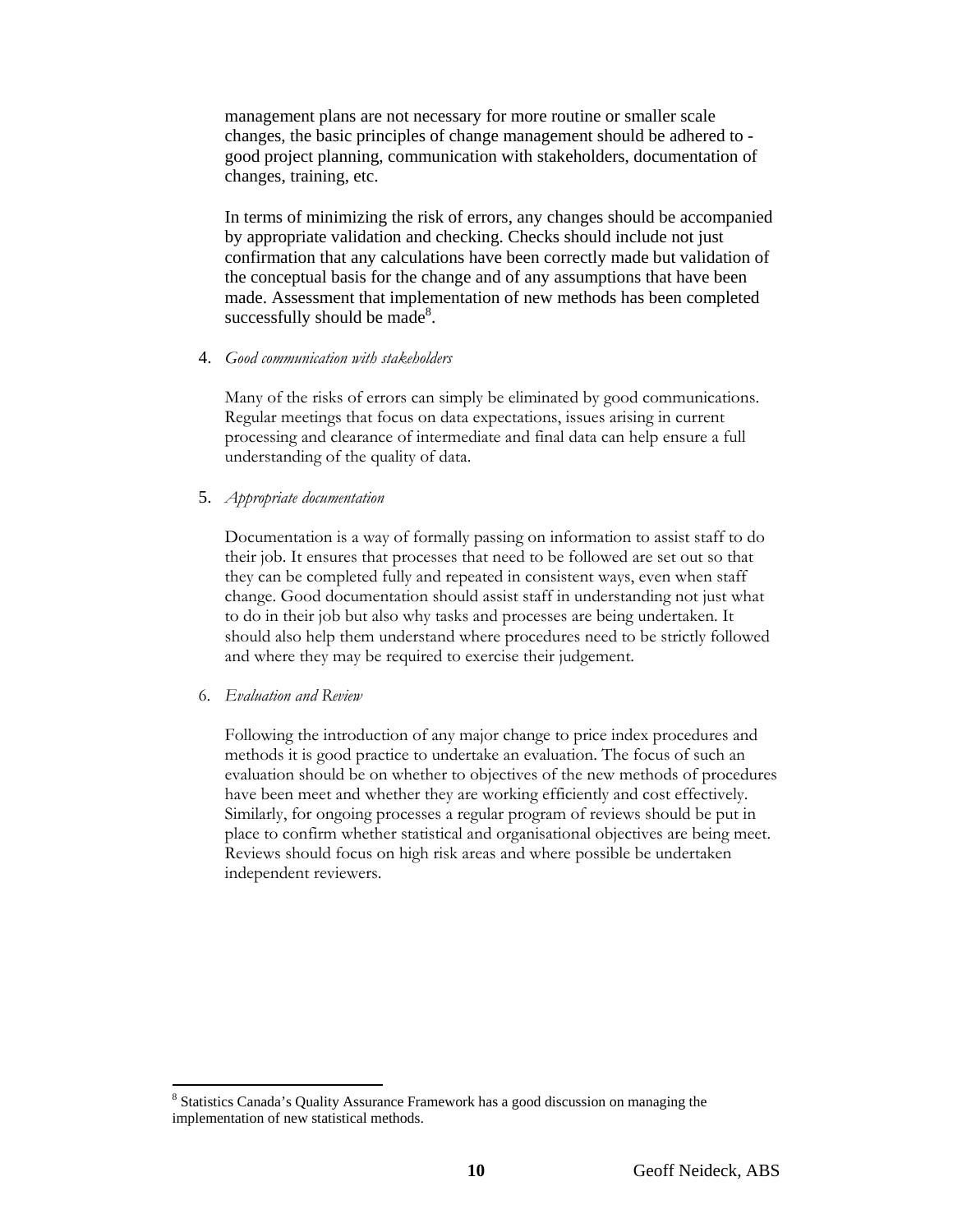management plans are not necessary for more routine or smaller scale changes, the basic principles of change management should be adhered to - good project planning, communication with stakeholders, documentation of changes, training, etc.

In terms of minimizing the risk of errors, any changes should be accompanied by appropriate validation and checking. Checks should include not just confirmation that any calculations have been correctly made but validation of the conceptual basis for the change and of any assumptions that have been made. Assessment that implementation of new methods has been completed successfully should be made[8].

4. *Good communication with stakeholders*

   Many of the risks of errors can simply be eliminated by good communications. Regular meetings that focus on data expectations, issues arising in current processing and clearance of intermediate and final data can help ensure a full understanding of the quality of data.

5. *Appropriate documentation*

   Documentation is a way of formally passing on information to assist staff to do their job. It ensures that processes that need to be followed are set out so that they can be completed fully and repeated in consistent ways, even when staff change. Good documentation should assist staff in understanding not just what to do in their job but also why tasks and processes are being undertaken. It should also help them understand where procedures need to be strictly followed and where they may be required to exercise their judgement.

6. *Evaluation and Review*

   Following the introduction of any major change to price index procedures and methods it is good practice to undertake an evaluation. The focus of such an evaluation should be on whether to objectives of the new methods of procedures have been meet and whether they are working efficiently and cost effectively. Similarly, for ongoing processes a regular program of reviews should be put in place to confirm whether statistical and organisational objectives are being meet. Reviews should focus on high risk areas and where possible be undertaken independent reviewers.

---

[8] Statistics Canada's Quality Assurance Framework has a good discussion on managing the implementation of new statistical methods.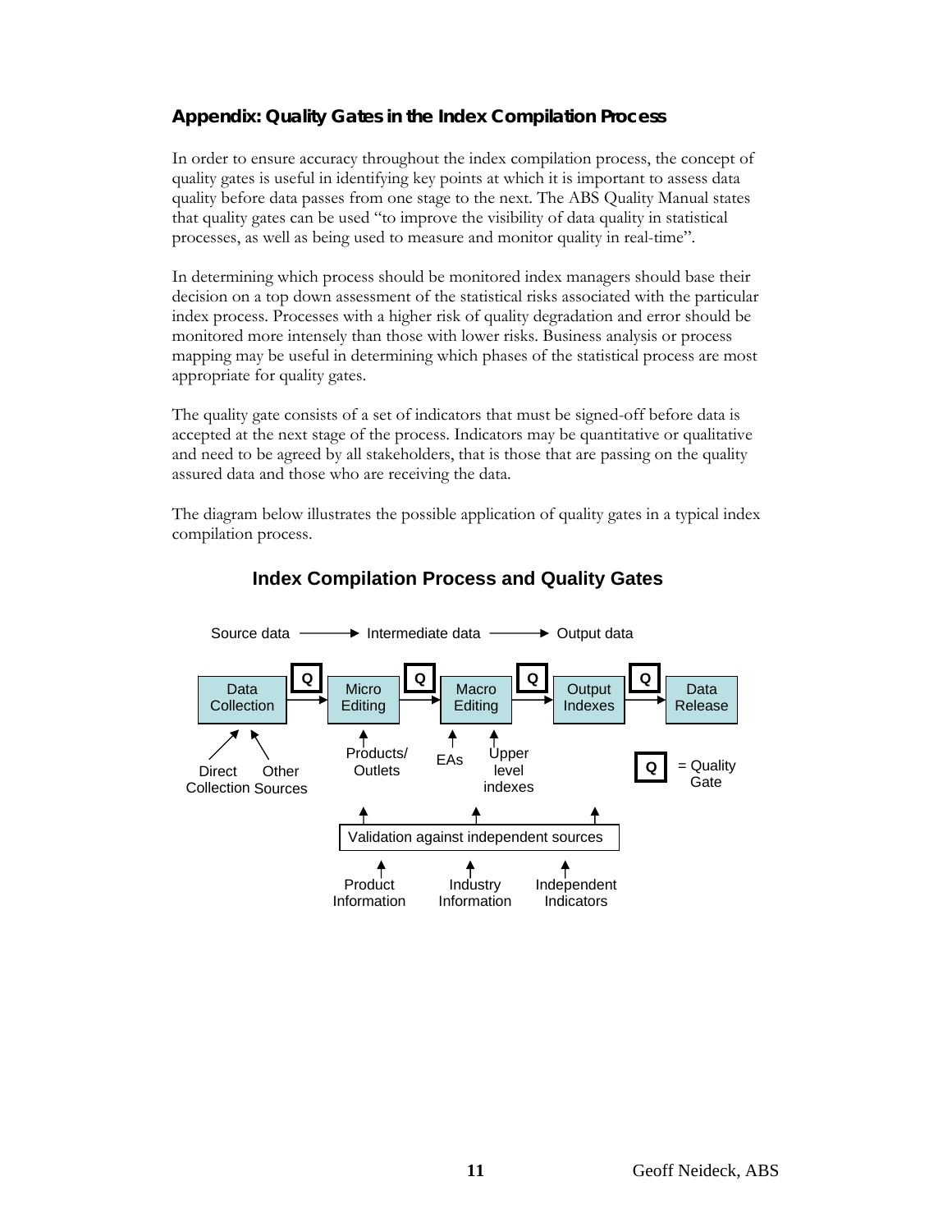### Appendix: Quality Gates in the Index Compilation Process

In order to ensure accuracy throughout the index compilation process, the concept of quality gates is useful in identifying key points at which it is important to assess data quality before data passes from one stage to the next. The ABS Quality Manual states that quality gates can be used "to improve the visibility of data quality in statistical processes, as well as being used to measure and monitor quality in real-time".

In determining which process should be monitored index managers should base their decision on a top down assessment of the statistical risks associated with the particular index process. Processes with a higher risk of quality degradation and error should be monitored more intensely than those with lower risks. Business analysis or process mapping may be useful in determining which phases of the statistical process are most appropriate for quality gates.

The quality gate consists of a set of indicators that must be signed-off before data is accepted at the next stage of the process. Indicators may be quantitative or qualitative and need to be agreed by all stakeholders, that is those that are passing on the quality assured data and those who are receiving the data.

The diagram below illustrates the possible application of quality gates in a typical index compilation process.

**Index Compilation Process and Quality Gates**

Source data → Intermediate data → Output data

Data Collection → Q → Micro Editing → Q → Macro Editing → Q → Output Indexes → Q → Data Release

- Data Collection ← Direct Collection, Other Sources
- Micro Editing ← Products/ Outlets
- Macro Editing ← EAs, Upper level indexes

Validation against independent sources (← Product Information, Industry Information, Independent Indicators) → Products/ Outlets, Macro Editing, Output Indexes

Q = Quality Gate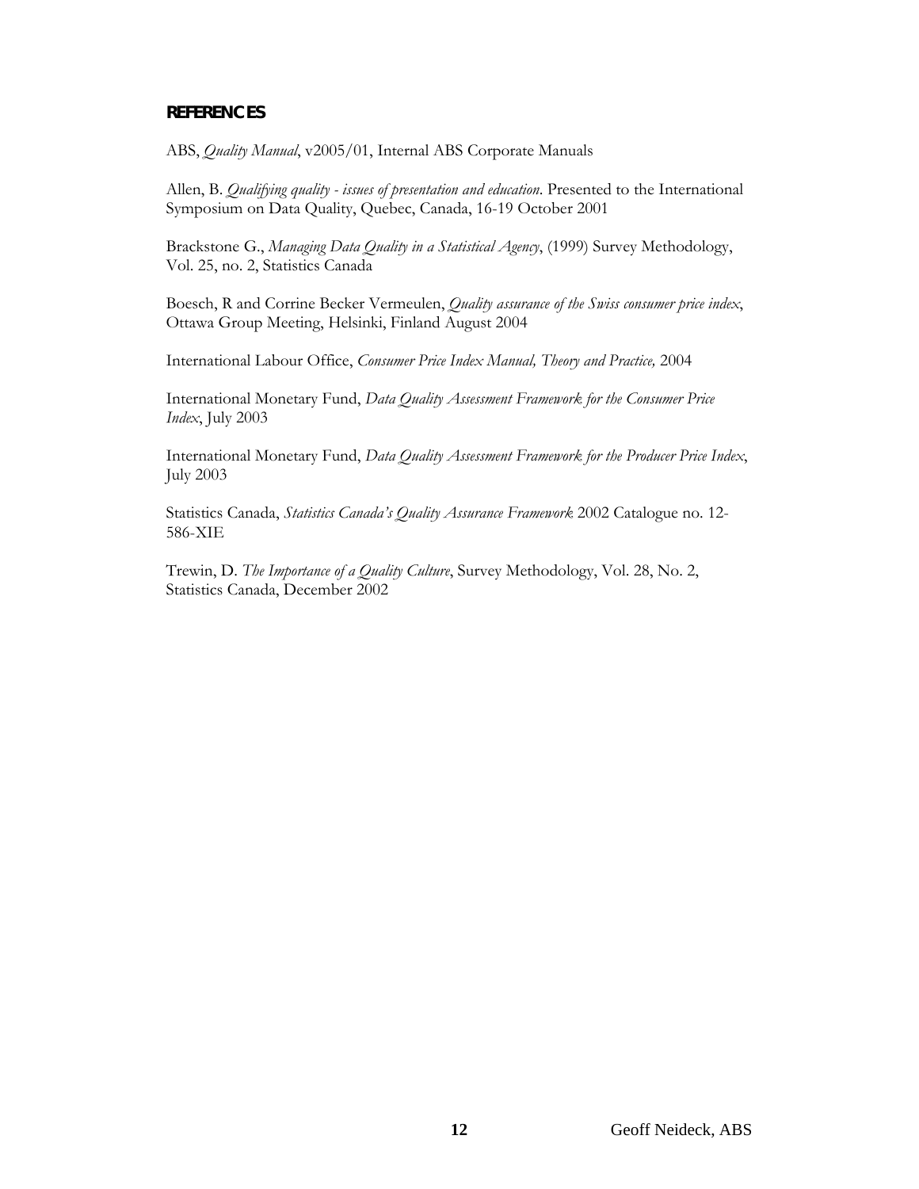## REFERENCES

ABS, *Quality Manual*, v2005/01, Internal ABS Corporate Manuals

Allen, B. *Qualifying quality - issues of presentation and education*. Presented to the International Symposium on Data Quality, Quebec, Canada, 16-19 October 2001

Brackstone G., *Managing Data Quality in a Statistical Agency*, (1999) Survey Methodology, Vol. 25, no. 2, Statistics Canada

Boesch, R and Corrine Becker Vermeulen, *Quality assurance of the Swiss consumer price index*, Ottawa Group Meeting, Helsinki, Finland August 2004

International Labour Office, *Consumer Price Index Manual, Theory and Practice,* 2004

International Monetary Fund, *Data Quality Assessment Framework for the Consumer Price Index*, July 2003

International Monetary Fund, *Data Quality Assessment Framework for the Producer Price Index*, July 2003

Statistics Canada, *Statistics Canada's Quality Assurance Framework* 2002 Catalogue no. 12-586-XIE

Trewin, D. *The Importance of a Quality Culture*, Survey Methodology, Vol. 28, No. 2, Statistics Canada, December 2002